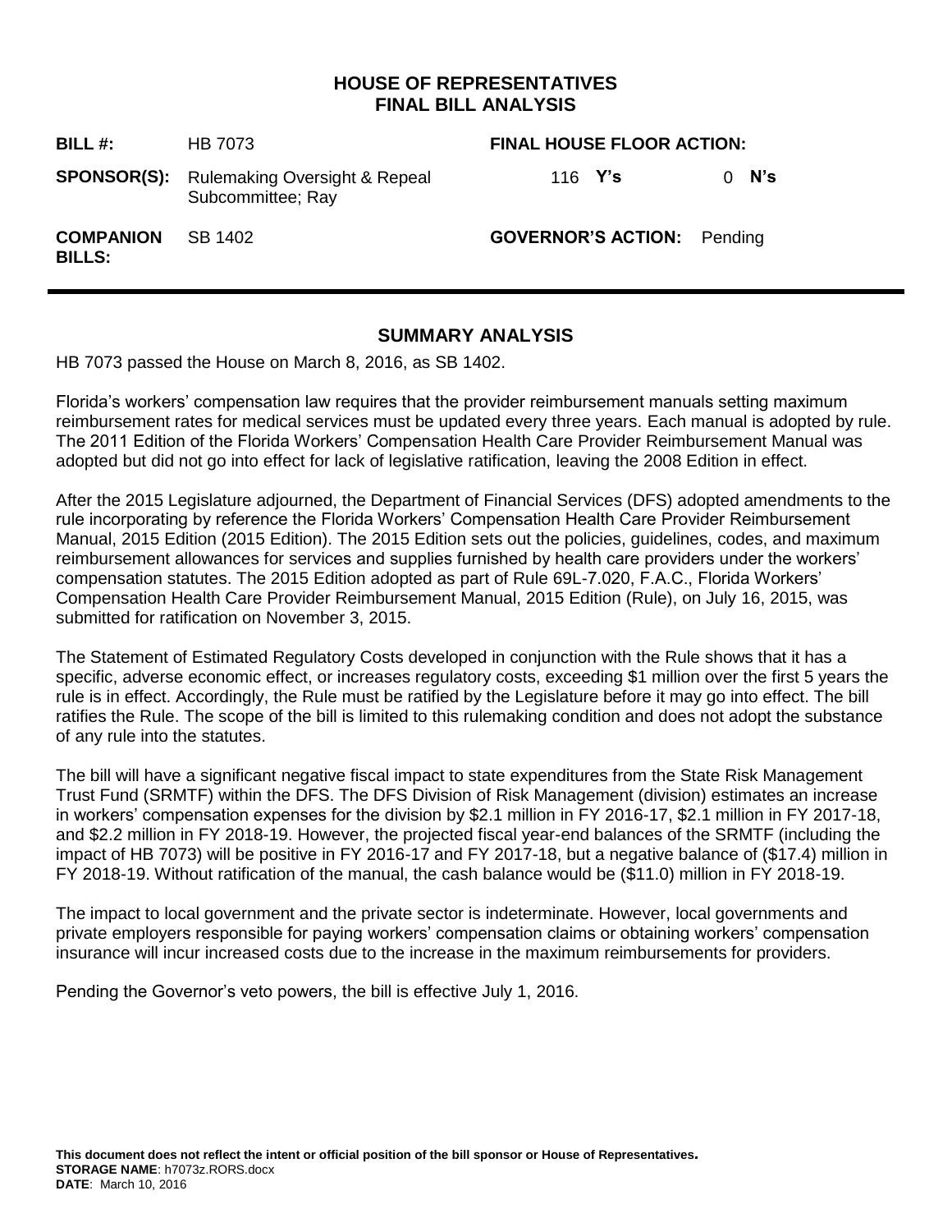# HOUSE OF REPRESENTATIVES
# FINAL BILL ANALYSIS

| | | | |
|---|---|---|---|
| **BILL #:** | HB 7073 | **FINAL HOUSE FLOOR ACTION:** | |
| **SPONSOR(S):** | Rulemaking Oversight & Repeal Subcommittee; Ray | 116 **Y's** | 0 **N's** |
| **COMPANION BILLS:** | SB 1402 | **GOVERNOR'S ACTION:** | Pending |

## SUMMARY ANALYSIS

HB 7073 passed the House on March 8, 2016, as SB 1402.

Florida's workers' compensation law requires that the provider reimbursement manuals setting maximum reimbursement rates for medical services must be updated every three years. Each manual is adopted by rule. The 2011 Edition of the Florida Workers' Compensation Health Care Provider Reimbursement Manual was adopted but did not go into effect for lack of legislative ratification, leaving the 2008 Edition in effect.

After the 2015 Legislature adjourned, the Department of Financial Services (DFS) adopted amendments to the rule incorporating by reference the Florida Workers' Compensation Health Care Provider Reimbursement Manual, 2015 Edition (2015 Edition). The 2015 Edition sets out the policies, guidelines, codes, and maximum reimbursement allowances for services and supplies furnished by health care providers under the workers' compensation statutes. The 2015 Edition adopted as part of Rule 69L-7.020, F.A.C., Florida Workers' Compensation Health Care Provider Reimbursement Manual, 2015 Edition (Rule), on July 16, 2015, was submitted for ratification on November 3, 2015.

The Statement of Estimated Regulatory Costs developed in conjunction with the Rule shows that it has a specific, adverse economic effect, or increases regulatory costs, exceeding $1 million over the first 5 years the rule is in effect. Accordingly, the Rule must be ratified by the Legislature before it may go into effect. The bill ratifies the Rule. The scope of the bill is limited to this rulemaking condition and does not adopt the substance of any rule into the statutes.

The bill will have a significant negative fiscal impact to state expenditures from the State Risk Management Trust Fund (SRMTF) within the DFS. The DFS Division of Risk Management (division) estimates an increase in workers' compensation expenses for the division by $2.1 million in FY 2016-17, $2.1 million in FY 2017-18, and $2.2 million in FY 2018-19. However, the projected fiscal year-end balances of the SRMTF (including the impact of HB 7073) will be positive in FY 2016-17 and FY 2017-18, but a negative balance of ($17.4) million in FY 2018-19. Without ratification of the manual, the cash balance would be ($11.0) million in FY 2018-19.

The impact to local government and the private sector is indeterminate. However, local governments and private employers responsible for paying workers' compensation claims or obtaining workers' compensation insurance will incur increased costs due to the increase in the maximum reimbursements for providers.

Pending the Governor's veto powers, the bill is effective July 1, 2016.

**This document does not reflect the intent or official position of the bill sponsor or House of Representatives.**
**STORAGE NAME**: h7073z.RORS.docx
**DATE**: March 10, 2016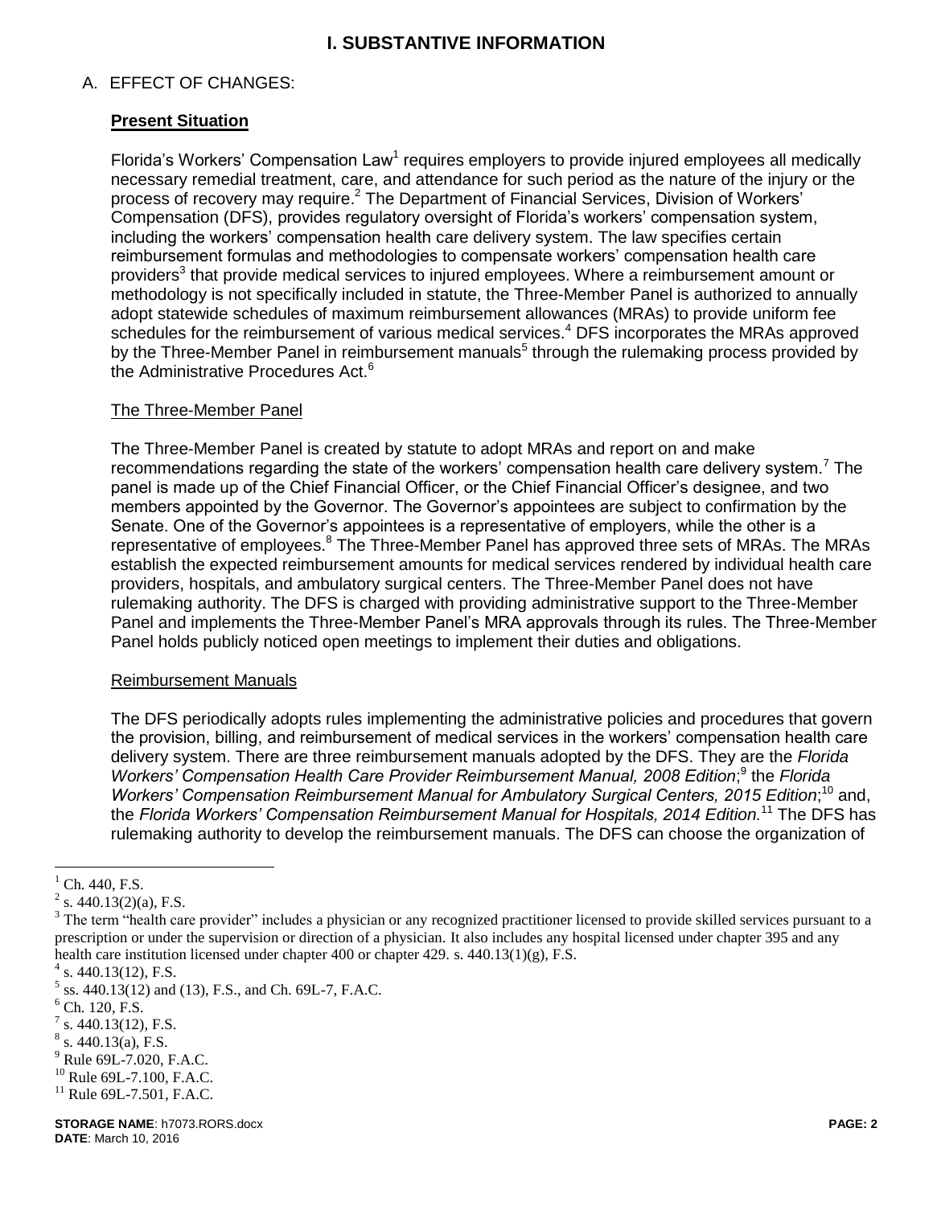# I. SUBSTANTIVE INFORMATION

## A. EFFECT OF CHANGES:

### **Present Situation**

Florida's Workers' Compensation Law[1] requires employers to provide injured employees all medically necessary remedial treatment, care, and attendance for such period as the nature of the injury or the process of recovery may require.[2] The Department of Financial Services, Division of Workers' Compensation (DFS), provides regulatory oversight of Florida's workers' compensation system, including the workers' compensation health care delivery system. The law specifies certain reimbursement formulas and methodologies to compensate workers' compensation health care providers[3] that provide medical services to injured employees. Where a reimbursement amount or methodology is not specifically included in statute, the Three-Member Panel is authorized to annually adopt statewide schedules of maximum reimbursement allowances (MRAs) to provide uniform fee schedules for the reimbursement of various medical services.[4] DFS incorporates the MRAs approved by the Three-Member Panel in reimbursement manuals[5] through the rulemaking process provided by the Administrative Procedures Act.[6]

#### The Three-Member Panel

The Three-Member Panel is created by statute to adopt MRAs and report on and make recommendations regarding the state of the workers' compensation health care delivery system.[7] The panel is made up of the Chief Financial Officer, or the Chief Financial Officer's designee, and two members appointed by the Governor. The Governor's appointees are subject to confirmation by the Senate. One of the Governor's appointees is a representative of employers, while the other is a representative of employees.[8] The Three-Member Panel has approved three sets of MRAs. The MRAs establish the expected reimbursement amounts for medical services rendered by individual health care providers, hospitals, and ambulatory surgical centers. The Three-Member Panel does not have rulemaking authority. The DFS is charged with providing administrative support to the Three-Member Panel and implements the Three-Member Panel's MRA approvals through its rules. The Three-Member Panel holds publicly noticed open meetings to implement their duties and obligations.

#### Reimbursement Manuals

The DFS periodically adopts rules implementing the administrative policies and procedures that govern the provision, billing, and reimbursement of medical services in the workers' compensation health care delivery system. There are three reimbursement manuals adopted by the DFS. They are the *Florida Workers' Compensation Health Care Provider Reimbursement Manual, 2008 Edition*;[9] the *Florida Workers' Compensation Reimbursement Manual for Ambulatory Surgical Centers, 2015 Edition*;[10] and, the *Florida Workers' Compensation Reimbursement Manual for Hospitals, 2014 Edition.*[11] The DFS has rulemaking authority to develop the reimbursement manuals. The DFS can choose the organization of

---

[1] Ch. 440, F.S.

[2] s. 440.13(2)(a), F.S.

[3] The term "health care provider" includes a physician or any recognized practitioner licensed to provide skilled services pursuant to a prescription or under the supervision or direction of a physician. It also includes any hospital licensed under chapter 395 and any health care institution licensed under chapter 400 or chapter 429. s. 440.13(1)(g), F.S.

[4] s. 440.13(12), F.S.

[5] ss. 440.13(12) and (13), F.S., and Ch. 69L-7, F.A.C.

[6] Ch. 120, F.S.

[7] s. 440.13(12), F.S.

[8] s. 440.13(a), F.S.

[9] Rule 69L-7.020, F.A.C.

[10] Rule 69L-7.100, F.A.C.

[11] Rule 69L-7.501, F.A.C.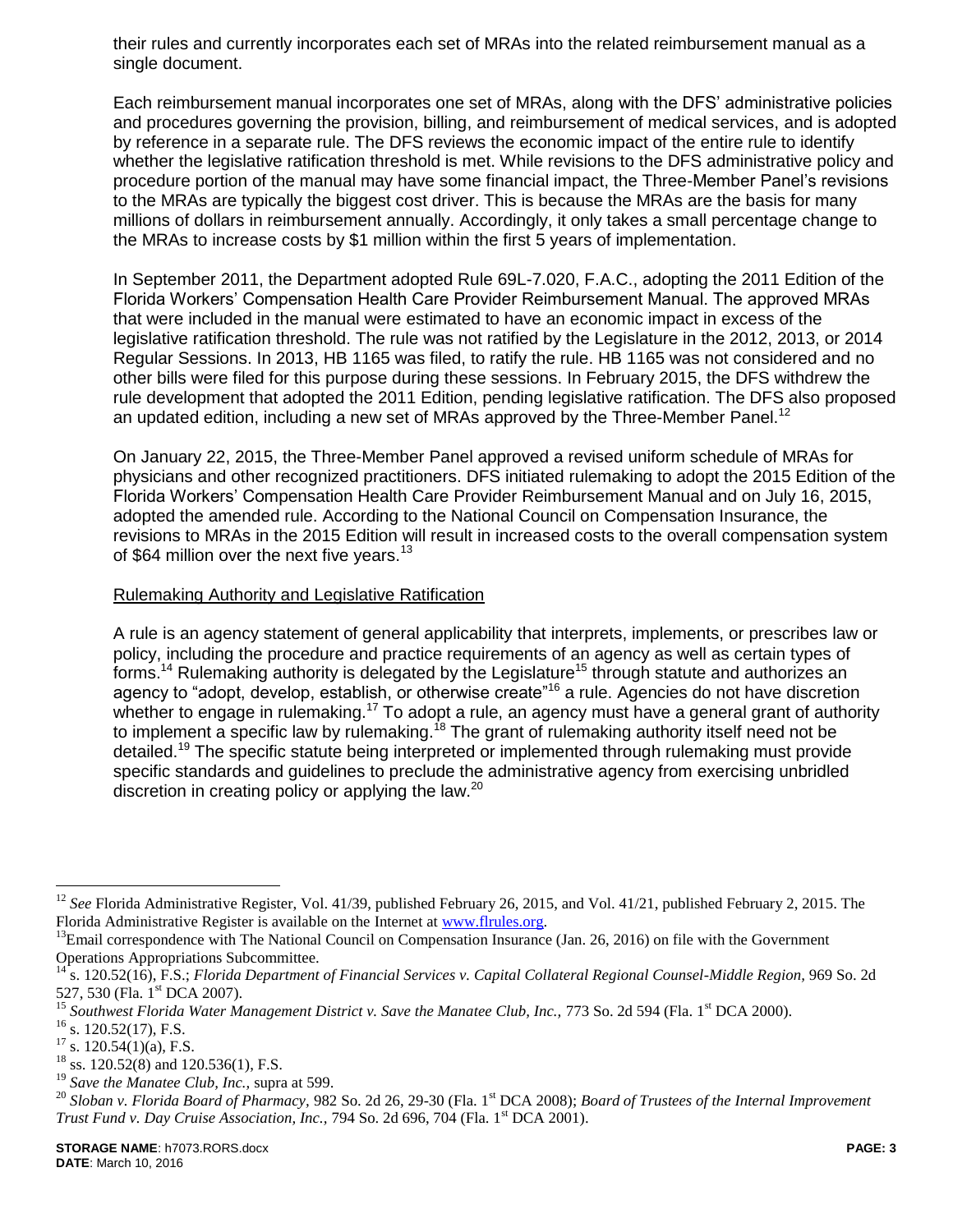their rules and currently incorporates each set of MRAs into the related reimbursement manual as a single document.

Each reimbursement manual incorporates one set of MRAs, along with the DFS' administrative policies and procedures governing the provision, billing, and reimbursement of medical services, and is adopted by reference in a separate rule. The DFS reviews the economic impact of the entire rule to identify whether the legislative ratification threshold is met. While revisions to the DFS administrative policy and procedure portion of the manual may have some financial impact, the Three-Member Panel's revisions to the MRAs are typically the biggest cost driver. This is because the MRAs are the basis for many millions of dollars in reimbursement annually. Accordingly, it only takes a small percentage change to the MRAs to increase costs by $1 million within the first 5 years of implementation.

In September 2011, the Department adopted Rule 69L-7.020, F.A.C., adopting the 2011 Edition of the Florida Workers' Compensation Health Care Provider Reimbursement Manual. The approved MRAs that were included in the manual were estimated to have an economic impact in excess of the legislative ratification threshold. The rule was not ratified by the Legislature in the 2012, 2013, or 2014 Regular Sessions. In 2013, HB 1165 was filed, to ratify the rule. HB 1165 was not considered and no other bills were filed for this purpose during these sessions. In February 2015, the DFS withdrew the rule development that adopted the 2011 Edition, pending legislative ratification. The DFS also proposed an updated edition, including a new set of MRAs approved by the Three-Member Panel.[12]

On January 22, 2015, the Three-Member Panel approved a revised uniform schedule of MRAs for physicians and other recognized practitioners. DFS initiated rulemaking to adopt the 2015 Edition of the Florida Workers' Compensation Health Care Provider Reimbursement Manual and on July 16, 2015, adopted the amended rule. According to the National Council on Compensation Insurance, the revisions to MRAs in the 2015 Edition will result in increased costs to the overall compensation system of $64 million over the next five years.[13]

<u>Rulemaking Authority and Legislative Ratification</u>

A rule is an agency statement of general applicability that interprets, implements, or prescribes law or policy, including the procedure and practice requirements of an agency as well as certain types of forms.[14] Rulemaking authority is delegated by the Legislature[15] through statute and authorizes an agency to "adopt, develop, establish, or otherwise create"[16] a rule. Agencies do not have discretion whether to engage in rulemaking.[17] To adopt a rule, an agency must have a general grant of authority to implement a specific law by rulemaking.[18] The grant of rulemaking authority itself need not be detailed.[19] The specific statute being interpreted or implemented through rulemaking must provide specific standards and guidelines to preclude the administrative agency from exercising unbridled discretion in creating policy or applying the law.[20]

---

[12] *See* Florida Administrative Register, Vol. 41/39, published February 26, 2015, and Vol. 41/21, published February 2, 2015. The Florida Administrative Register is available on the Internet at www.flrules.org.

[13] Email correspondence with The National Council on Compensation Insurance (Jan. 26, 2016) on file with the Government Operations Appropriations Subcommittee.

[14] s. 120.52(16), F.S.; *Florida Department of Financial Services v. Capital Collateral Regional Counsel-Middle Region,* 969 So. 2d 527, 530 (Fla. 1st DCA 2007).

[15] *Southwest Florida Water Management District v. Save the Manatee Club, Inc.,* 773 So. 2d 594 (Fla. 1st DCA 2000).

[16] s. 120.52(17), F.S.

[17] s. 120.54(1)(a), F.S.

[18] ss. 120.52(8) and 120.536(1), F.S.

[19] *Save the Manatee Club, Inc.,* supra at 599.

[20] *Sloban v. Florida Board of Pharmacy,* 982 So. 2d 26, 29-30 (Fla. 1st DCA 2008); *Board of Trustees of the Internal Improvement Trust Fund v. Day Cruise Association, Inc.,* 794 So. 2d 696, 704 (Fla. 1st DCA 2001).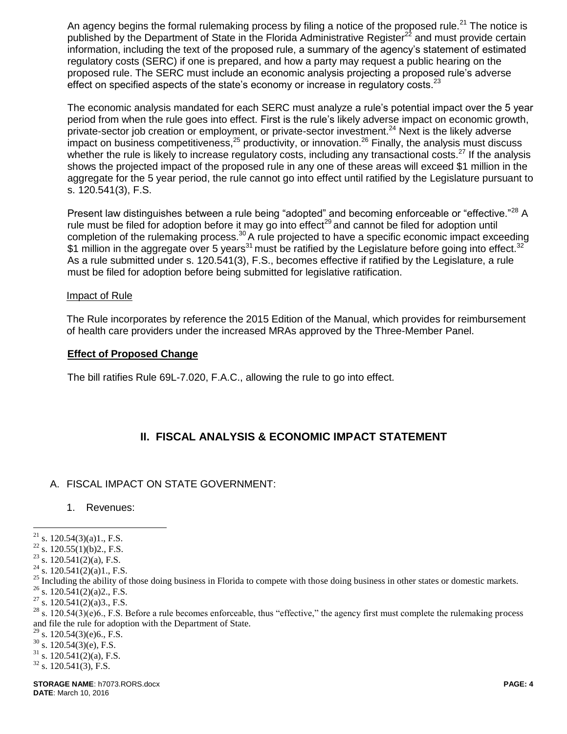An agency begins the formal rulemaking process by filing a notice of the proposed rule.[21] The notice is published by the Department of State in the Florida Administrative Register[22] and must provide certain information, including the text of the proposed rule, a summary of the agency's statement of estimated regulatory costs (SERC) if one is prepared, and how a party may request a public hearing on the proposed rule. The SERC must include an economic analysis projecting a proposed rule's adverse effect on specified aspects of the state's economy or increase in regulatory costs.[23]

The economic analysis mandated for each SERC must analyze a rule's potential impact over the 5 year period from when the rule goes into effect. First is the rule's likely adverse impact on economic growth, private-sector job creation or employment, or private-sector investment.[24] Next is the likely adverse impact on business competitiveness,[25] productivity, or innovation.[26] Finally, the analysis must discuss whether the rule is likely to increase regulatory costs, including any transactional costs.[27] If the analysis shows the projected impact of the proposed rule in any one of these areas will exceed $1 million in the aggregate for the 5 year period, the rule cannot go into effect until ratified by the Legislature pursuant to s. 120.541(3), F.S.

Present law distinguishes between a rule being "adopted" and becoming enforceable or "effective."[28] A rule must be filed for adoption before it may go into effect[29] and cannot be filed for adoption until completion of the rulemaking process.[30] A rule projected to have a specific economic impact exceeding $1 million in the aggregate over 5 years[31] must be ratified by the Legislature before going into effect.[32] As a rule submitted under s. 120.541(3), F.S., becomes effective if ratified by the Legislature, a rule must be filed for adoption before being submitted for legislative ratification.

Impact of Rule

The Rule incorporates by reference the 2015 Edition of the Manual, which provides for reimbursement of health care providers under the increased MRAs approved by the Three-Member Panel.

**Effect of Proposed Change**

The bill ratifies Rule 69L-7.020, F.A.C., allowing the rule to go into effect.

## II. FISCAL ANALYSIS & ECONOMIC IMPACT STATEMENT

A. FISCAL IMPACT ON STATE GOVERNMENT:

1. Revenues:

---

[21] s. 120.54(3)(a)1., F.S.
[22] s. 120.55(1)(b)2., F.S.
[23] s. 120.541(2)(a), F.S.
[24] s. 120.541(2)(a)1., F.S.
[25] Including the ability of those doing business in Florida to compete with those doing business in other states or domestic markets.
[26] s. 120.541(2)(a)2., F.S.
[27] s. 120.541(2)(a)3., F.S.
[28] s. 120.54(3)(e)6., F.S. Before a rule becomes enforceable, thus "effective," the agency first must complete the rulemaking process and file the rule for adoption with the Department of State.
[29] s. 120.54(3)(e)6., F.S.
[30] s. 120.54(3)(e), F.S.
[31] s. 120.541(2)(a), F.S.
[32] s. 120.541(3), F.S.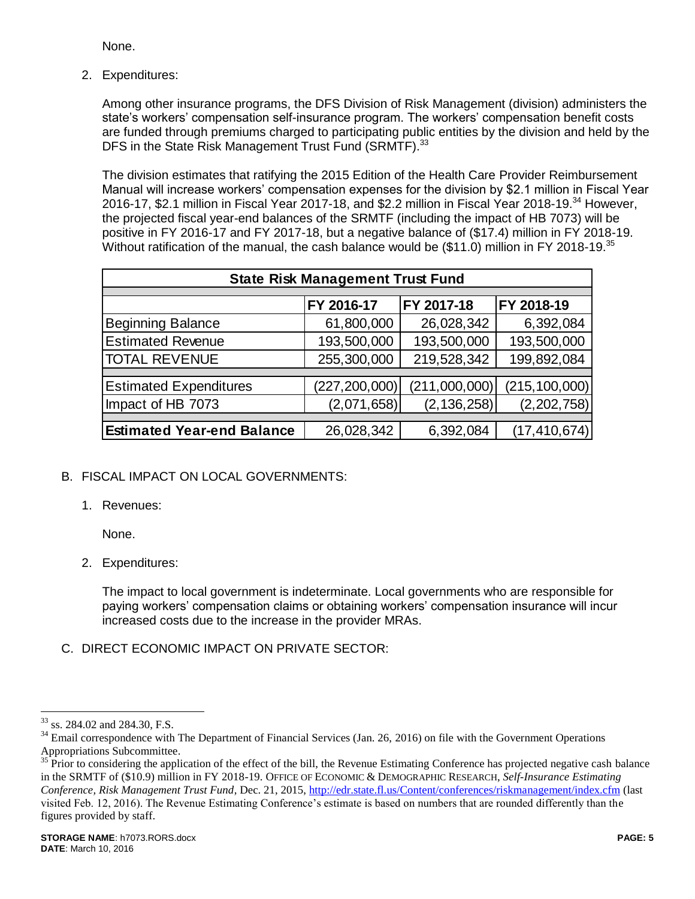None.

2. Expenditures:

   Among other insurance programs, the DFS Division of Risk Management (division) administers the state's workers' compensation self-insurance program. The workers' compensation benefit costs are funded through premiums charged to participating public entities by the division and held by the DFS in the State Risk Management Trust Fund (SRMTF).[33]

   The division estimates that ratifying the 2015 Edition of the Health Care Provider Reimbursement Manual will increase workers' compensation expenses for the division by $2.1 million in Fiscal Year 2016-17, $2.1 million in Fiscal Year 2017-18, and $2.2 million in Fiscal Year 2018-19.[34] However, the projected fiscal year-end balances of the SRMTF (including the impact of HB 7073) will be positive in FY 2016-17 and FY 2017-18, but a negative balance of ($17.4) million in FY 2018-19. Without ratification of the manual, the cash balance would be ($11.0) million in FY 2018-19.[35]

| State Risk Management Trust Fund | | | |
|---|---|---|---|
| | FY 2016-17 | FY 2017-18 | FY 2018-19 |
| Beginning Balance | 61,800,000 | 26,028,342 | 6,392,084 |
| Estimated Revenue | 193,500,000 | 193,500,000 | 193,500,000 |
| TOTAL REVENUE | 255,300,000 | 219,528,342 | 199,892,084 |
| Estimated Expenditures | (227,200,000) | (211,000,000) | (215,100,000) |
| Impact of HB 7073 | (2,071,658) | (2,136,258) | (2,202,758) |
| **Estimated Year-end Balance** | 26,028,342 | 6,392,084 | (17,410,674) |

B. FISCAL IMPACT ON LOCAL GOVERNMENTS:

1. Revenues:

   None.

2. Expenditures:

   The impact to local government is indeterminate. Local governments who are responsible for paying workers' compensation claims or obtaining workers' compensation insurance will incur increased costs due to the increase in the provider MRAs.

C. DIRECT ECONOMIC IMPACT ON PRIVATE SECTOR:

---

[33] ss. 284.02 and 284.30, F.S.

[34] Email correspondence with The Department of Financial Services (Jan. 26, 2016) on file with the Government Operations Appropriations Subcommittee.

[35] Prior to considering the application of the effect of the bill, the Revenue Estimating Conference has projected negative cash balance in the SRMTF of ($10.9) million in FY 2018-19. OFFICE OF ECONOMIC & DEMOGRAPHIC RESEARCH, *Self-Insurance Estimating Conference, Risk Management Trust Fund*, Dec. 21, 2015, http://edr.state.fl.us/Content/conferences/riskmanagement/index.cfm (last visited Feb. 12, 2016). The Revenue Estimating Conference's estimate is based on numbers that are rounded differently than the figures provided by staff.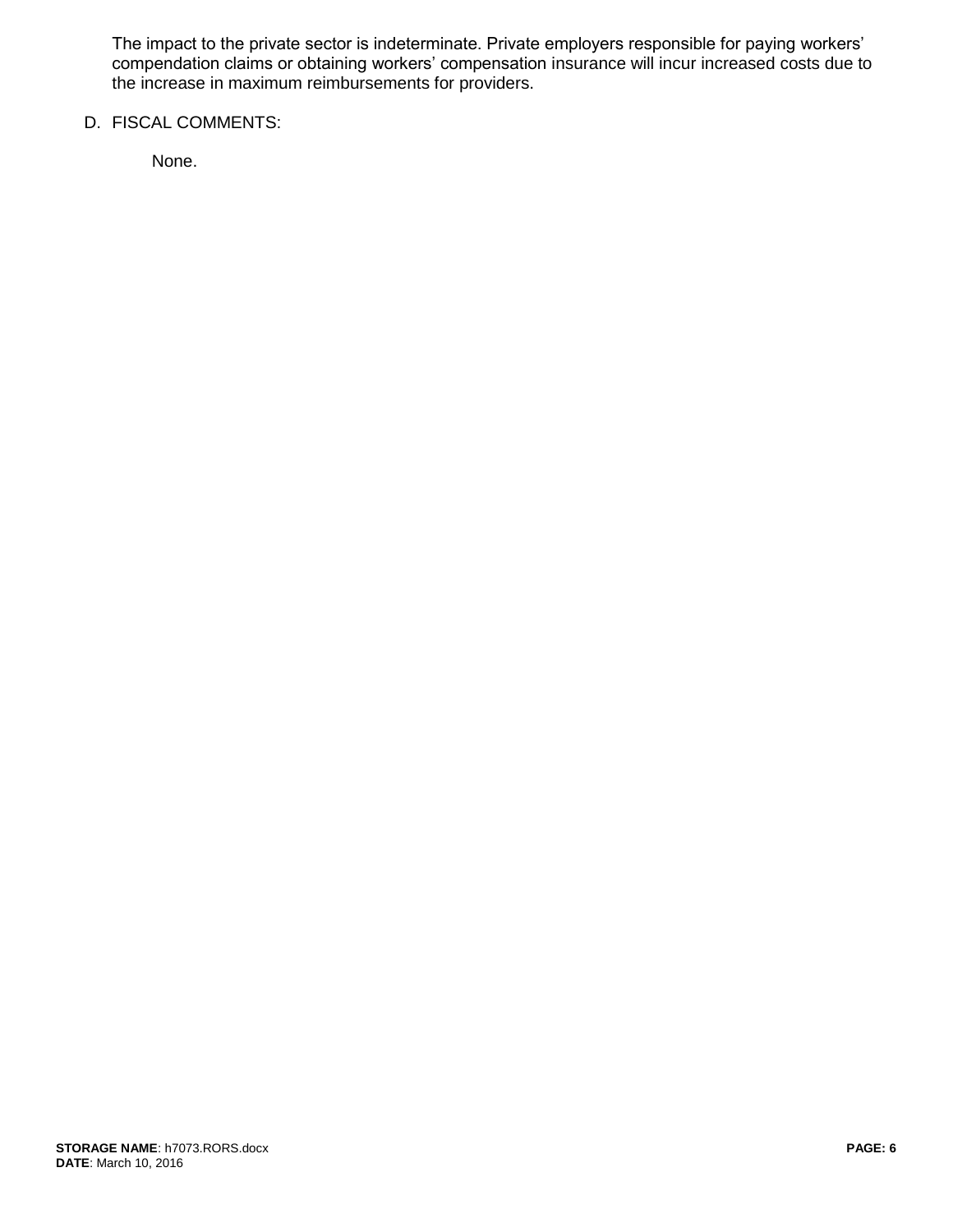The impact to the private sector is indeterminate. Private employers responsible for paying workers' compendation claims or obtaining workers' compensation insurance will incur increased costs due to the increase in maximum reimbursements for providers.

D. FISCAL COMMENTS:

None.